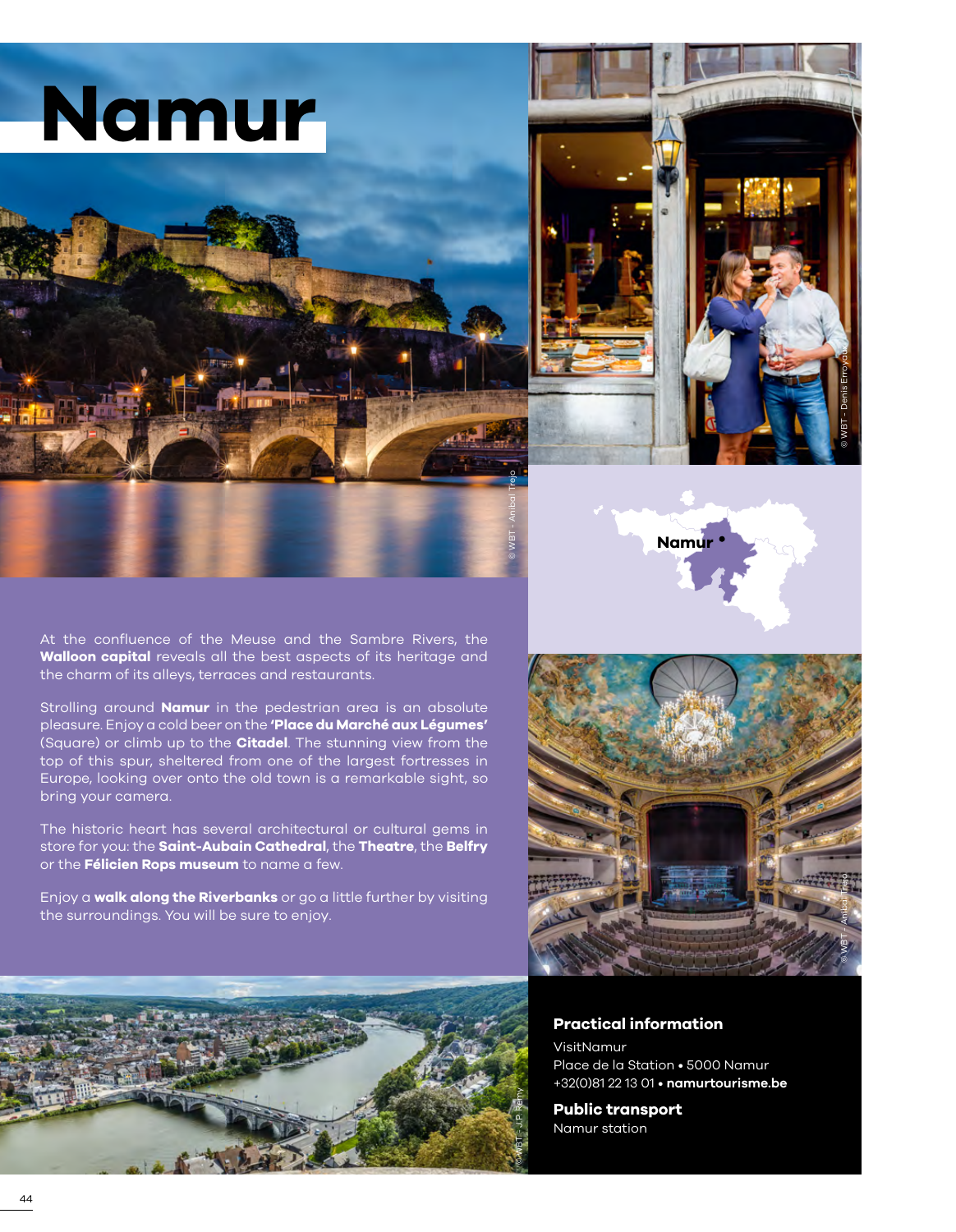# Namur

At the confluence of the Meuse and the Sambre Rivers, the **Walloon capital** reveals all the best aspects of its heritage and the charm of its alleys, terraces and restaurants.

Strolling around **Namur** in the pedestrian area is an absolute pleasure. Enjoy a cold beer on the **'Place du Marché aux Légumes'** (Square) or climb up to the **Citadel**. The stunning view from the top of this spur, sheltered from one of the largest fortresses in Europe, looking over onto the old town is a remarkable sight, so bring your camera.

The historic heart has several architectural or cultural gems in store for you: the **Saint-Aubain Cathedral**, the **Theatre**, the **Belfry** or the **Félicien Rops museum** to name a few.

Enjoy a **walk along the Riverbanks** or go a little further by visiting the surroundings. You will be sure to enjoy.

© WBT - Anibal Trejo

© WBT - Denis Erroyaux

Namur

© WBT - Anibal Trejo

© WBT - J.P. Remy

## Practical information

VisitNamur
Place de la Station • 5000 Namur
+32(0)81 22 13 01 • **namurtourisme.be**

## Public transport

Namur station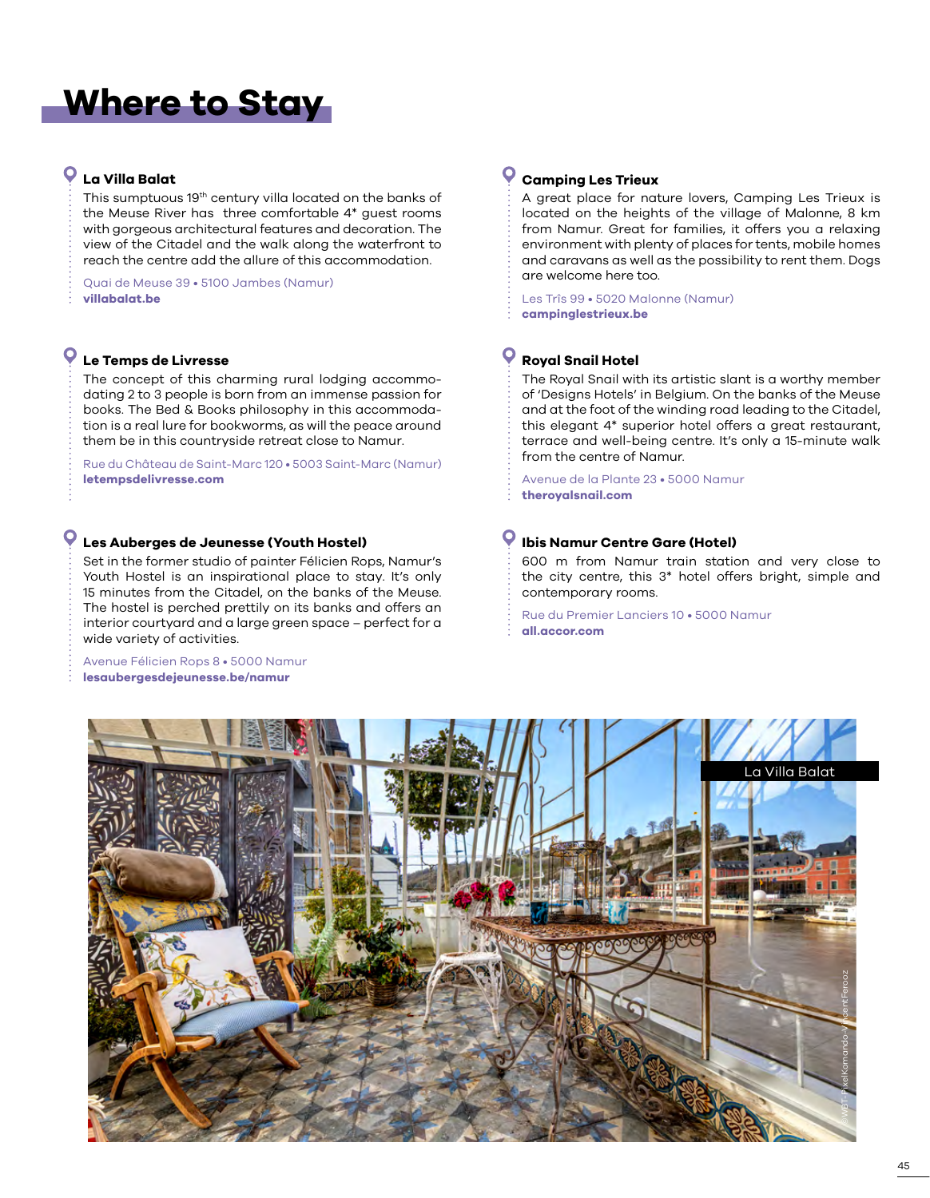# Where to Stay

### La Villa Balat

This sumptuous 19th century villa located on the banks of the Meuse River has three comfortable 4* guest rooms with gorgeous architectural features and decoration. The view of the Citadel and the walk along the waterfront to reach the centre add the allure of this accommodation.

Quai de Meuse 39 • 5100 Jambes (Namur)
**villabalat.be**

### Le Temps de Livresse

The concept of this charming rural lodging accommodating 2 to 3 people is born from an immense passion for books. The Bed & Books philosophy in this accommodation is a real lure for bookworms, as will the peace around them be in this countryside retreat close to Namur.

Rue du Château de Saint-Marc 120 • 5003 Saint-Marc (Namur)
**letempsdelivresse.com**

### Les Auberges de Jeunesse (Youth Hostel)

Set in the former studio of painter Félicien Rops, Namur's Youth Hostel is an inspirational place to stay. It's only 15 minutes from the Citadel, on the banks of the Meuse. The hostel is perched prettily on its banks and offers an interior courtyard and a large green space – perfect for a wide variety of activities.

Avenue Félicien Rops 8 • 5000 Namur
**lesaubergesdejeunesse.be/namur**

### Camping Les Trieux

A great place for nature lovers, Camping Les Trieux is located on the heights of the village of Malonne, 8 km from Namur. Great for families, it offers you a relaxing environment with plenty of places for tents, mobile homes and caravans as well as the possibility to rent them. Dogs are welcome here too.

Les Trîs 99 • 5020 Malonne (Namur)
**campinglestrieux.be**

### Royal Snail Hotel

The Royal Snail with its artistic slant is a worthy member of 'Designs Hotels' in Belgium. On the banks of the Meuse and at the foot of the winding road leading to the Citadel, this elegant 4* superior hotel offers a great restaurant, terrace and well-being centre. It's only a 15-minute walk from the centre of Namur.

Avenue de la Plante 23 • 5000 Namur
**theroyalsnail.com**

### Ibis Namur Centre Gare (Hotel)

600 m from Namur train station and very close to the city centre, this 3* hotel offers bright, simple and contemporary rooms.

Rue du Premier Lanciers 10 • 5000 Namur
**all.accor.com**

La Villa Balat

© WBT-PixelKomando-Vincent Ferooz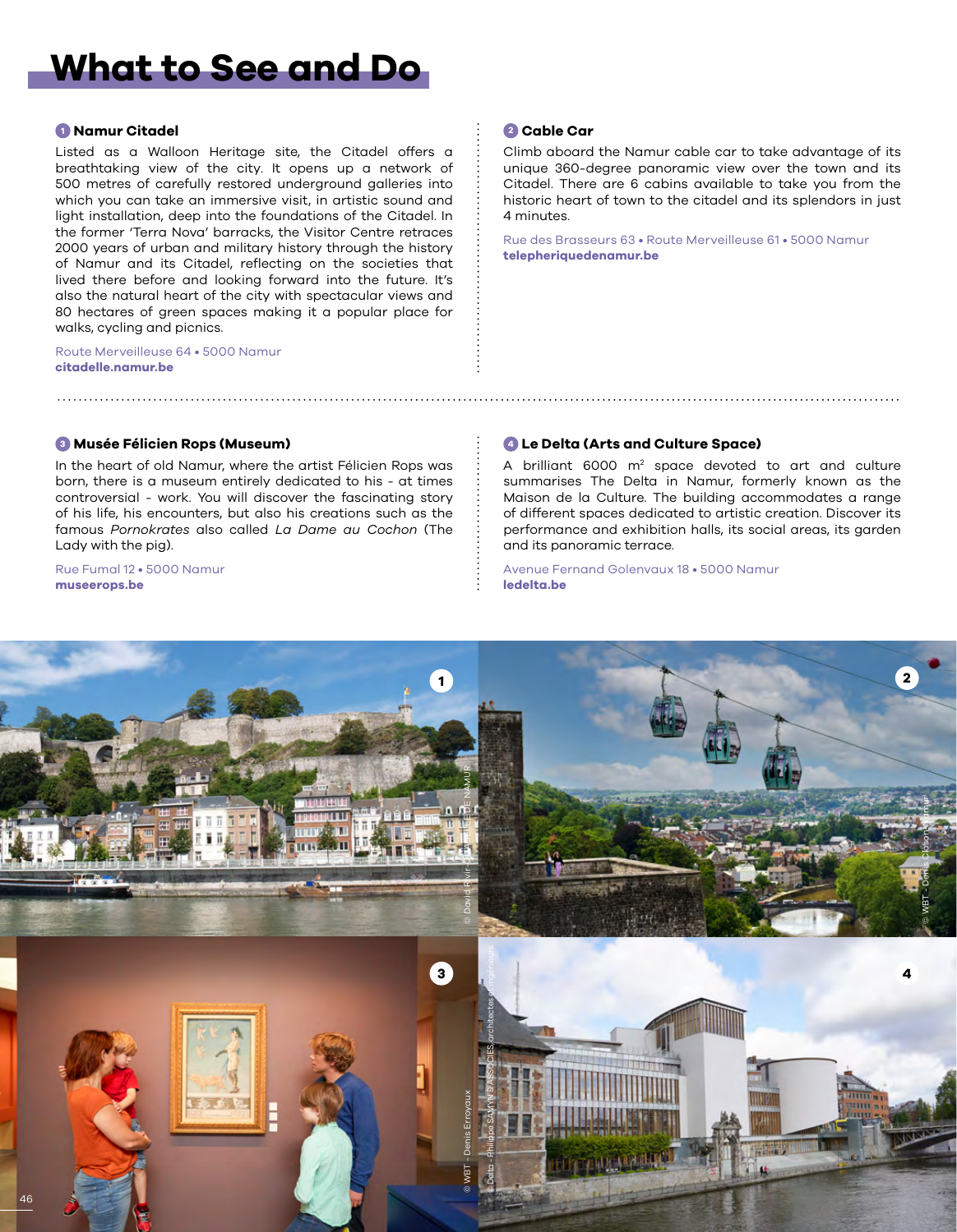# What to See and Do

### 1 Namur Citadel

Listed as a Walloon Heritage site, the Citadel offers a breathtaking view of the city. It opens up a network of 500 metres of carefully restored underground galleries into which you can take an immersive visit, in artistic sound and light installation, deep into the foundations of the Citadel. In the former 'Terra Nova' barracks, the Visitor Centre retraces 2000 years of urban and military history through the history of Namur and its Citadel, reflecting on the societies that lived there before and looking forward into the future. It's also the natural heart of the city with spectacular views and 80 hectares of green spaces making it a popular place for walks, cycling and picnics.

Route Merveilleuse 64 • 5000 Namur
**citadelle.namur.be**

### 2 Cable Car

Climb aboard the Namur cable car to take advantage of its unique 360-degree panoramic view over the town and its Citadel. There are 6 cabins available to take you from the historic heart of town to the citadel and its splendors in just 4 minutes.

Rue des Brasseurs 63 • Route Merveilleuse 61 • 5000 Namur
**telepheriquedenamur.be**

### 3 Musée Félicien Rops (Museum)

In the heart of old Namur, where the artist Félicien Rops was born, there is a museum entirely dedicated to his - at times controversial - work. You will discover the fascinating story of his life, his encounters, but also his creations such as the famous *Pornokrates* also called *La Dame au Cochon* (The Lady with the pig).

Rue Fumal 12 • 5000 Namur
**museerops.be**

### 4 Le Delta (Arts and Culture Space)

A brilliant 6000 m$^2$ space devoted to art and culture summarises The Delta in Namur, formerly known as the Maison de la Culture. The building accommodates a range of different spaces dedicated to artistic creation. Discover its performance and exhibition halls, its social areas, its garden and its panoramic terrace.

Avenue Fernand Golenvaux 18 • 5000 Namur
**ledelta.be**

© David Rivir - CITADELLE DE NAMUR

© WBT - Denis Closon - Namur

© WBT - Denis Erroyaux

© Delta - Philippe SAMYN & ASSOCIES architectes et ingénieurs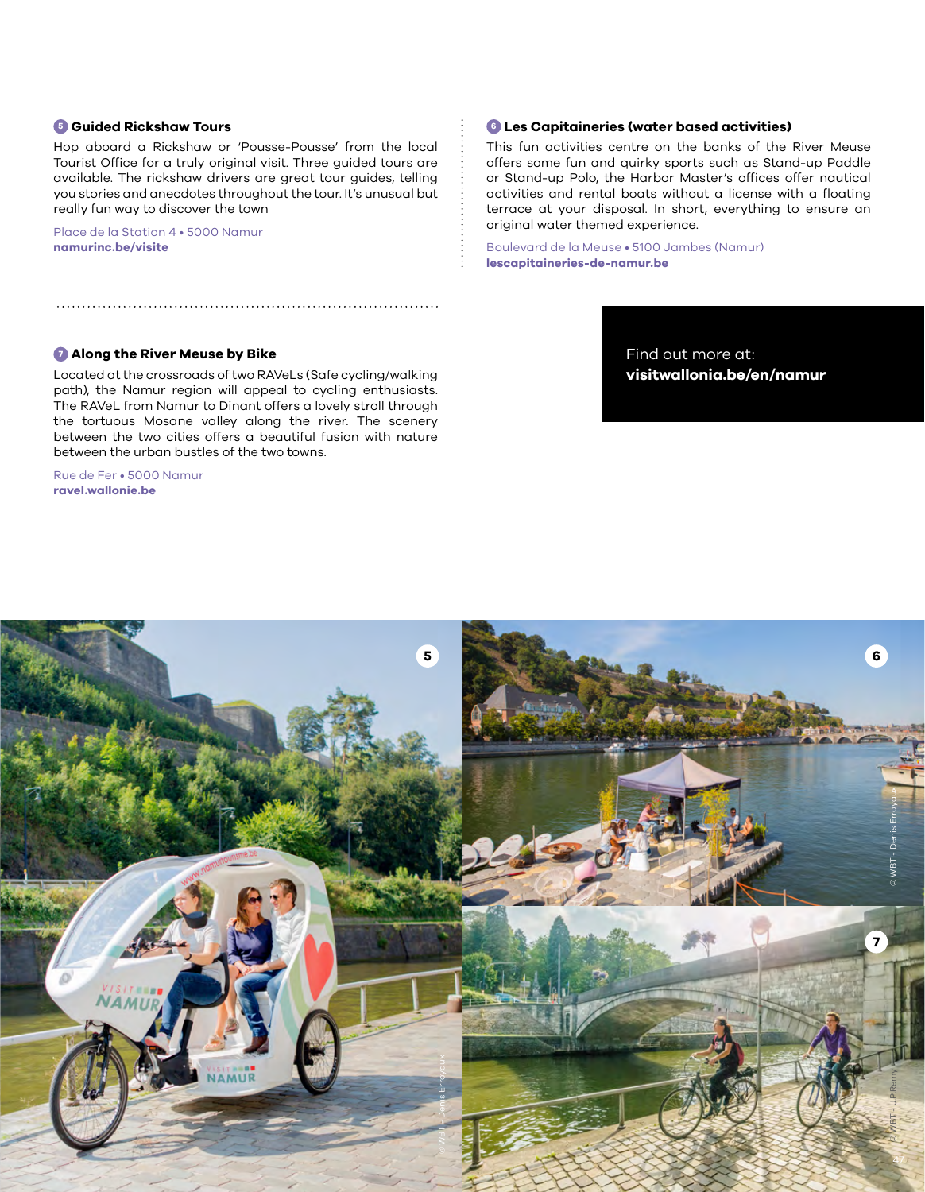### 5 Guided Rickshaw Tours

Hop aboard a Rickshaw or 'Pousse-Pousse' from the local Tourist Office for a truly original visit. Three guided tours are available. The rickshaw drivers are great tour guides, telling you stories and anecdotes throughout the tour. It's unusual but really fun way to discover the town

Place de la Station 4 • 5000 Namur
**namurinc.be/visite**

### 6 Les Capitaineries (water based activities)

This fun activities centre on the banks of the River Meuse offers some fun and quirky sports such as Stand-up Paddle or Stand-up Polo, the Harbor Master's offices offer nautical activities and rental boats without a license with a floating terrace at your disposal. In short, everything to ensure an original water themed experience.

Boulevard de la Meuse • 5100 Jambes (Namur)
**lescapitaineries-de-namur.be**

### 7 Along the River Meuse by Bike

Located at the crossroads of two RAVeLs (Safe cycling/walking path), the Namur region will appeal to cycling enthusiasts. The RAVeL from Namur to Dinant offers a lovely stroll through the tortuous Mosane valley along the river. The scenery between the two cities offers a beautiful fusion with nature between the urban bustles of the two towns.

Rue de Fer • 5000 Namur
**ravel.wallonie.be**

Find out more at:
**visitwallonia.be/en/namur**

5

© WBT - Denis Erroyaux

6

© WBT - Denis Erroyaux

7

© WBT - J.P Remy